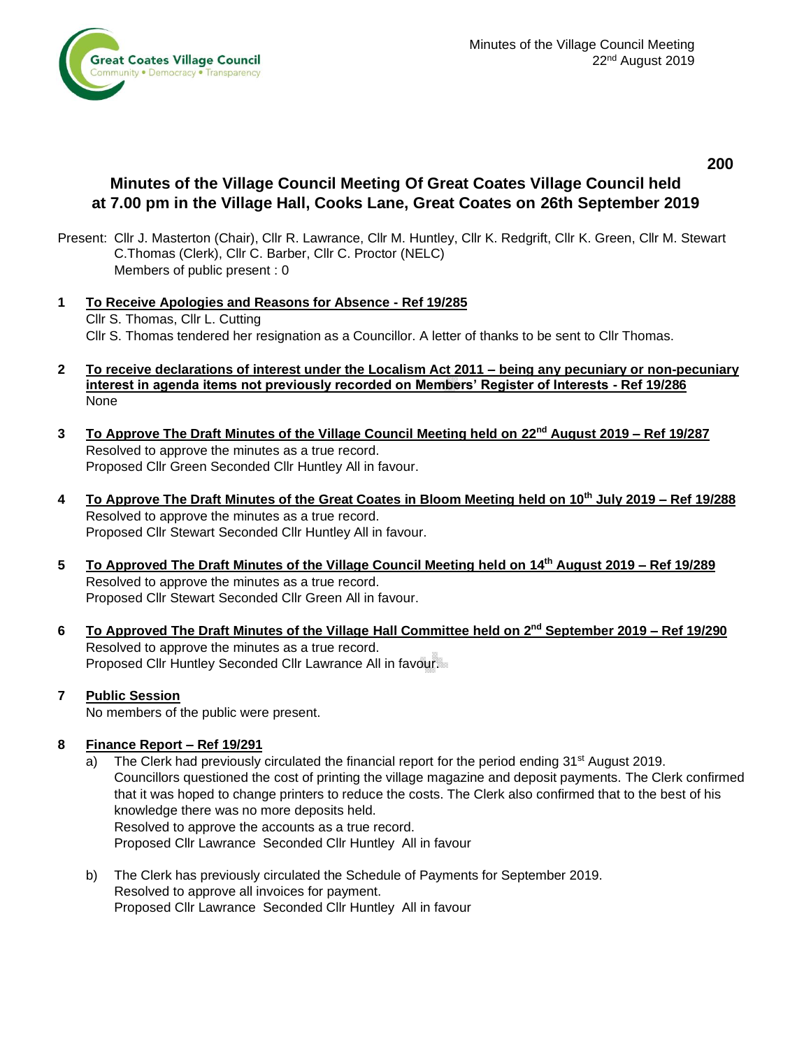# Minutes of the Village Council Meeting Of Great Coates Village Council held at 7.00 pm in the Village Hall, Cooks Lane, Great Coates on 26th September 2019

Present: Cllr J. Masterton (Chair), Cllr R. Lawrance, Cllr M. Huntley, Cllr K. Redgrift, Cllr K. Green, Cllr M. Stewart C.Thomas (Clerk), Cllr C. Barber, Cllr C. Proctor (NELC)
Members of public present : 0

**1 To Receive Apologies and Reasons for Absence - Ref 19/285**

Cllr S. Thomas, Cllr L. Cutting
Cllr S. Thomas tendered her resignation as a Councillor. A letter of thanks to be sent to Cllr Thomas.

**2 To receive declarations of interest under the Localism Act 2011 – being any pecuniary or non-pecuniary interest in agenda items not previously recorded on Members' Register of Interests - Ref 19/286**

None

**3 To Approve The Draft Minutes of the Village Council Meeting held on 22nd August 2019 – Ref 19/287**

Resolved to approve the minutes as a true record.
Proposed Cllr Green Seconded Cllr Huntley All in favour.

**4 To Approve The Draft Minutes of the Great Coates in Bloom Meeting held on 10th July 2019 – Ref 19/288**

Resolved to approve the minutes as a true record.
Proposed Cllr Stewart Seconded Cllr Huntley All in favour.

**5 To Approved The Draft Minutes of the Village Council Meeting held on 14th August 2019 – Ref 19/289**

Resolved to approve the minutes as a true record.
Proposed Cllr Stewart Seconded Cllr Green All in favour.

**6 To Approved The Draft Minutes of the Village Hall Committee held on 2nd September 2019 – Ref 19/290**

Resolved to approve the minutes as a true record.
Proposed Cllr Huntley Seconded Cllr Lawrance All in favour.

**7 Public Session**

No members of the public were present.

**8 Finance Report – Ref 19/291**

a) The Clerk had previously circulated the financial report for the period ending 31st August 2019. Councillors questioned the cost of printing the village magazine and deposit payments. The Clerk confirmed that it was hoped to change printers to reduce the costs. The Clerk also confirmed that to the best of his knowledge there was no more deposits held.
Resolved to approve the accounts as a true record.
Proposed Cllr Lawrance Seconded Cllr Huntley All in favour

b) The Clerk has previously circulated the Schedule of Payments for September 2019.
Resolved to approve all invoices for payment.
Proposed Cllr Lawrance Seconded Cllr Huntley All in favour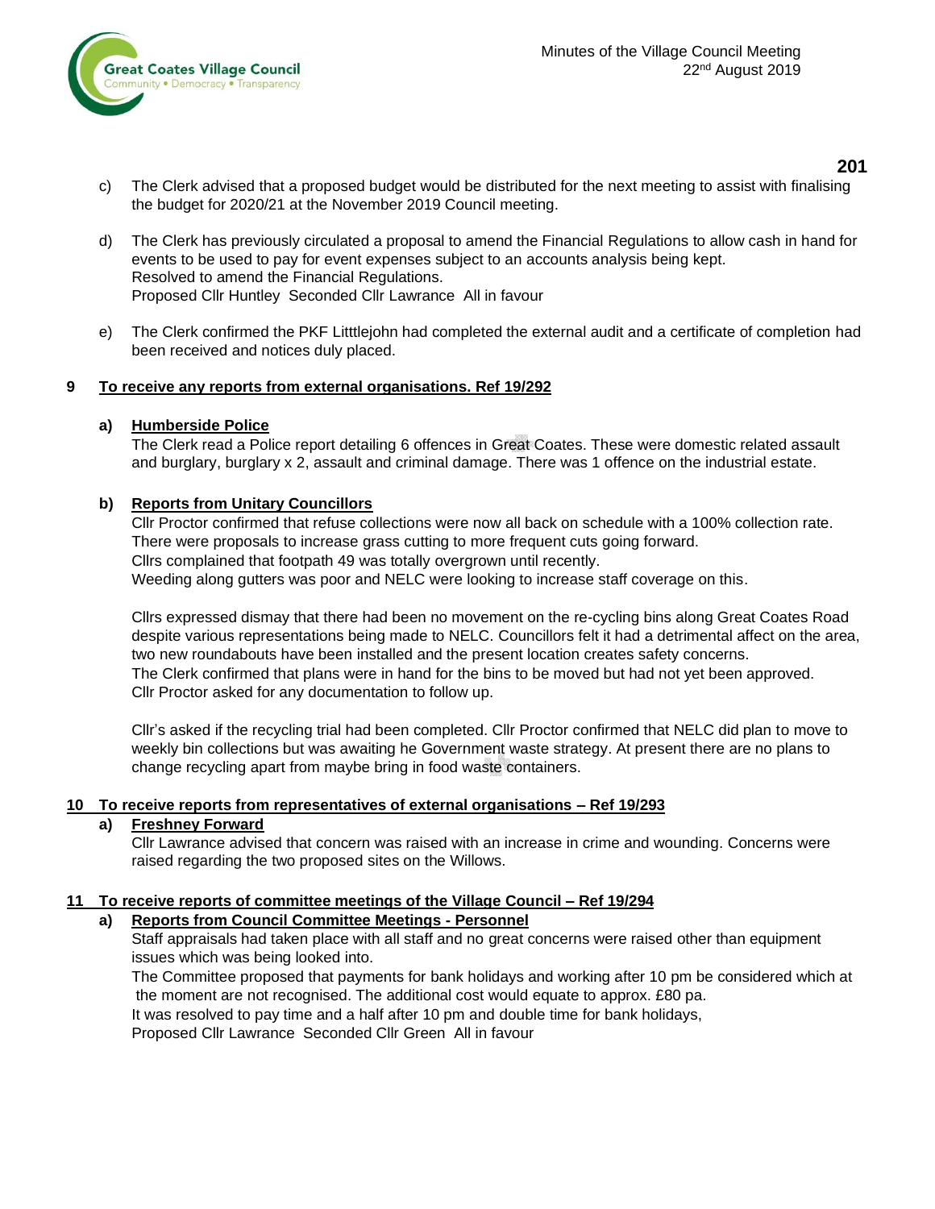c) The Clerk advised that a proposed budget would be distributed for the next meeting to assist with finalising the budget for 2020/21 at the November 2019 Council meeting.

d) The Clerk has previously circulated a proposal to amend the Financial Regulations to allow cash in hand for events to be used to pay for event expenses subject to an accounts analysis being kept.
Resolved to amend the Financial Regulations.
Proposed Cllr Huntley Seconded Cllr Lawrance All in favour

e) The Clerk confirmed the PKF Litttlejohn had completed the external audit and a certificate of completion had been received and notices duly placed.

**9 To receive any reports from external organisations. Ref 19/292**

**a) Humberside Police**

The Clerk read a Police report detailing 6 offences in Great Coates. These were domestic related assault and burglary, burglary x 2, assault and criminal damage. There was 1 offence on the industrial estate.

**b) Reports from Unitary Councillors**

Cllr Proctor confirmed that refuse collections were now all back on schedule with a 100% collection rate.
There were proposals to increase grass cutting to more frequent cuts going forward.
Cllrs complained that footpath 49 was totally overgrown until recently.
Weeding along gutters was poor and NELC were looking to increase staff coverage on this.

Cllrs expressed dismay that there had been no movement on the re-cycling bins along Great Coates Road despite various representations being made to NELC. Councillors felt it had a detrimental affect on the area, two new roundabouts have been installed and the present location creates safety concerns.
The Clerk confirmed that plans were in hand for the bins to be moved but had not yet been approved.
Cllr Proctor asked for any documentation to follow up.

Cllr's asked if the recycling trial had been completed. Cllr Proctor confirmed that NELC did plan to move to weekly bin collections but was awaiting he Government waste strategy. At present there are no plans to change recycling apart from maybe bring in food waste containers.

**10 To receive reports from representatives of external organisations – Ref 19/293**

**a) Freshney Forward**

Cllr Lawrance advised that concern was raised with an increase in crime and wounding. Concerns were raised regarding the two proposed sites on the Willows.

**11 To receive reports of committee meetings of the Village Council – Ref 19/294**

**a) Reports from Council Committee Meetings - Personnel**

Staff appraisals had taken place with all staff and no great concerns were raised other than equipment issues which was being looked into.
The Committee proposed that payments for bank holidays and working after 10 pm be considered which at the moment are not recognised. The additional cost would equate to approx. £80 pa.
It was resolved to pay time and a half after 10 pm and double time for bank holidays,
Proposed Cllr Lawrance Seconded Cllr Green All in favour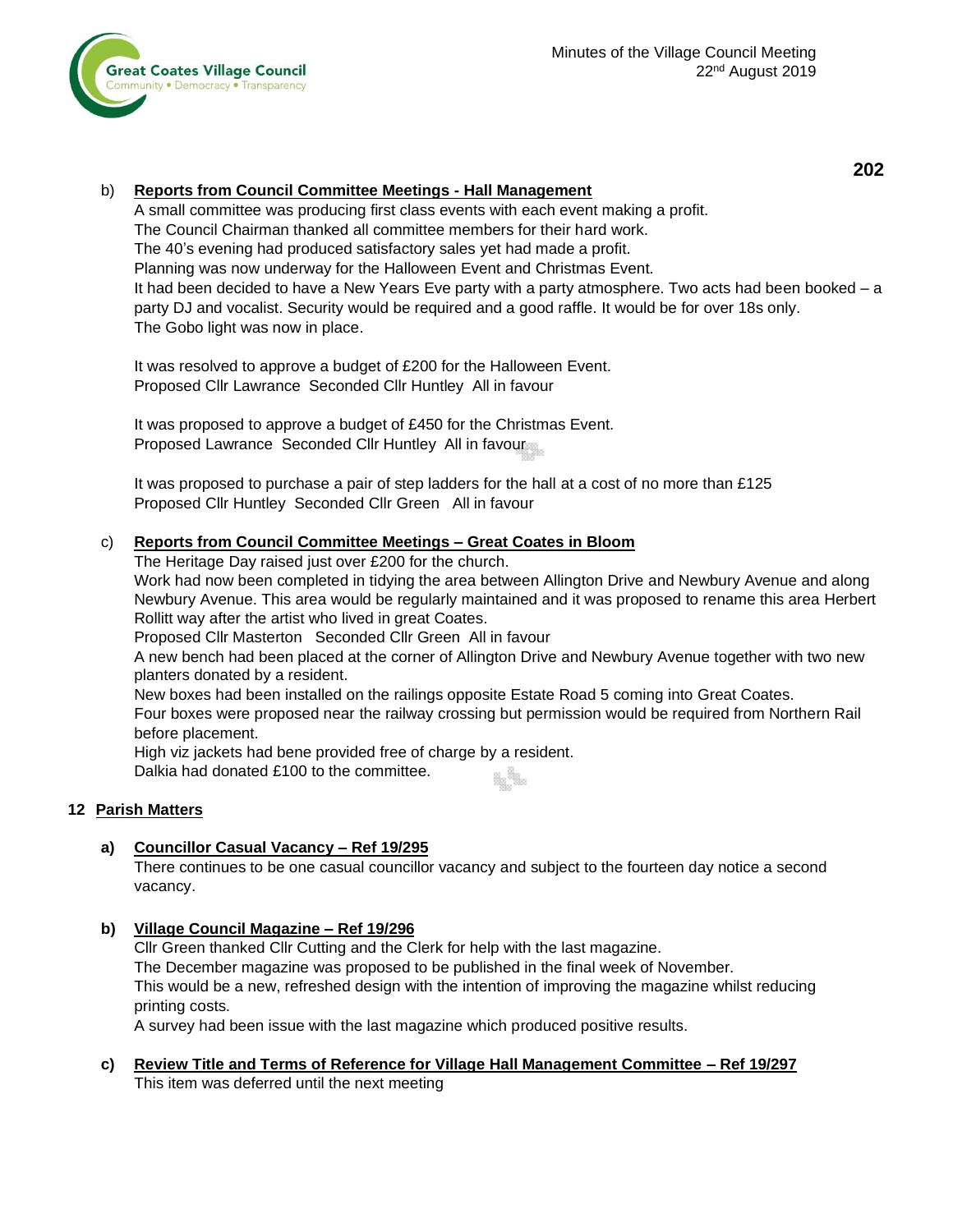b) **Reports from Council Committee Meetings - Hall Management**

A small committee was producing first class events with each event making a profit.
The Council Chairman thanked all committee members for their hard work.
The 40's evening had produced satisfactory sales yet had made a profit.
Planning was now underway for the Halloween Event and Christmas Event.
It had been decided to have a New Years Eve party with a party atmosphere. Two acts had been booked – a party DJ and vocalist. Security would be required and a good raffle. It would be for over 18s only.
The Gobo light was now in place.

It was resolved to approve a budget of £200 for the Halloween Event.
Proposed Cllr Lawrance Seconded Cllr Huntley All in favour

It was proposed to approve a budget of £450 for the Christmas Event.
Proposed Lawrance Seconded Cllr Huntley All in favour

It was proposed to purchase a pair of step ladders for the hall at a cost of no more than £125
Proposed Cllr Huntley Seconded Cllr Green All in favour

c) **Reports from Council Committee Meetings – Great Coates in Bloom**

The Heritage Day raised just over £200 for the church.
Work had now been completed in tidying the area between Allington Drive and Newbury Avenue and along Newbury Avenue. This area would be regularly maintained and it was proposed to rename this area Herbert Rollitt way after the artist who lived in great Coates.
Proposed Cllr Masterton Seconded Cllr Green All in favour
A new bench had been placed at the corner of Allington Drive and Newbury Avenue together with two new planters donated by a resident.
New boxes had been installed on the railings opposite Estate Road 5 coming into Great Coates.
Four boxes were proposed near the railway crossing but permission would be required from Northern Rail before placement.
High viz jackets had bene provided free of charge by a resident.
Dalkia had donated £100 to the committee.

## 12 Parish Matters

**a) Councillor Casual Vacancy – Ref 19/295**

There continues to be one casual councillor vacancy and subject to the fourteen day notice a second vacancy.

**b) Village Council Magazine – Ref 19/296**

Cllr Green thanked Cllr Cutting and the Clerk for help with the last magazine.
The December magazine was proposed to be published in the final week of November.
This would be a new, refreshed design with the intention of improving the magazine whilst reducing printing costs.
A survey had been issue with the last magazine which produced positive results.

**c) Review Title and Terms of Reference for Village Hall Management Committee – Ref 19/297**

This item was deferred until the next meeting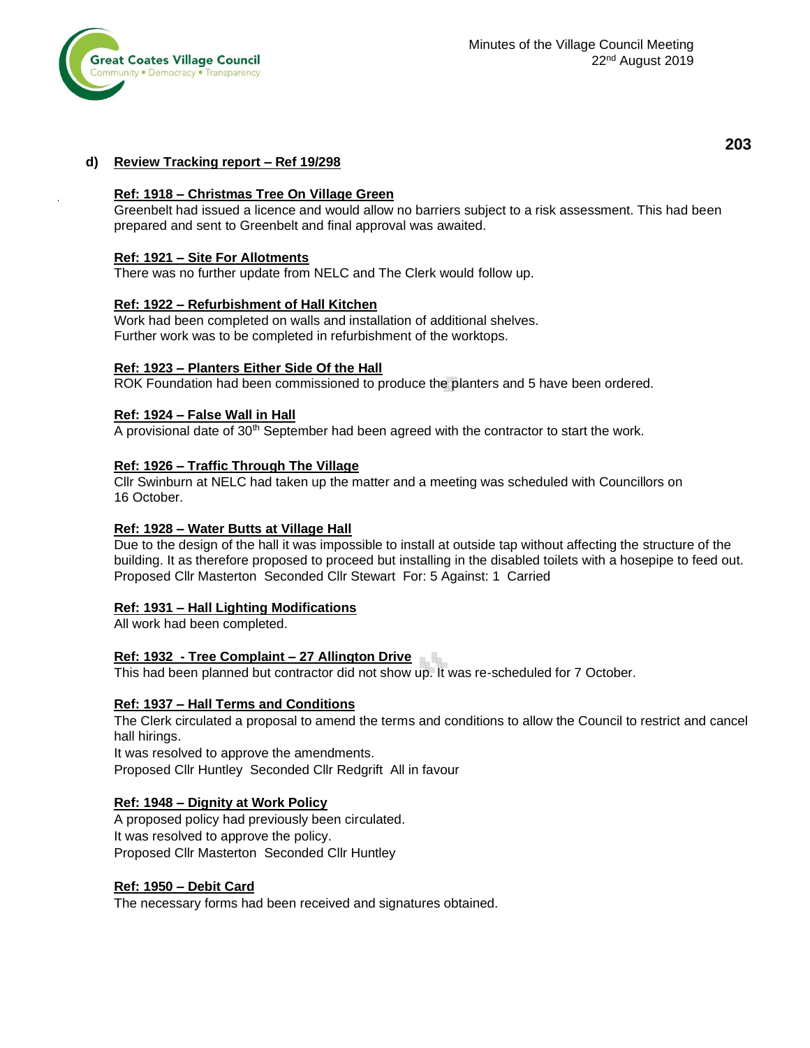**d) Review Tracking report – Ref 19/298**

**Ref: 1918 – Christmas Tree On Village Green**
Greenbelt had issued a licence and would allow no barriers subject to a risk assessment. This had been prepared and sent to Greenbelt and final approval was awaited.

**Ref: 1921 – Site For Allotments**
There was no further update from NELC and The Clerk would follow up.

**Ref: 1922 – Refurbishment of Hall Kitchen**
Work had been completed on walls and installation of additional shelves.
Further work was to be completed in refurbishment of the worktops.

**Ref: 1923 – Planters Either Side Of the Hall**
ROK Foundation had been commissioned to produce the planters and 5 have been ordered.

**Ref: 1924 – False Wall in Hall**
A provisional date of 30th September had been agreed with the contractor to start the work.

**Ref: 1926 – Traffic Through The Village**
Cllr Swinburn at NELC had taken up the matter and a meeting was scheduled with Councillors on 16 October.

**Ref: 1928 – Water Butts at Village Hall**
Due to the design of the hall it was impossible to install at outside tap without affecting the structure of the building. It as therefore proposed to proceed but installing in the disabled toilets with a hosepipe to feed out.
Proposed Cllr Masterton Seconded Cllr Stewart For: 5 Against: 1 Carried

**Ref: 1931 – Hall Lighting Modifications**
All work had been completed.

**Ref: 1932 - Tree Complaint – 27 Allington Drive**
This had been planned but contractor did not show up. It was re-scheduled for 7 October.

**Ref: 1937 – Hall Terms and Conditions**
The Clerk circulated a proposal to amend the terms and conditions to allow the Council to restrict and cancel hall hirings.
It was resolved to approve the amendments.
Proposed Cllr Huntley Seconded Cllr Redgrift All in favour

**Ref: 1948 – Dignity at Work Policy**
A proposed policy had previously been circulated.
It was resolved to approve the policy.
Proposed Cllr Masterton Seconded Cllr Huntley

**Ref: 1950 – Debit Card**
The necessary forms had been received and signatures obtained.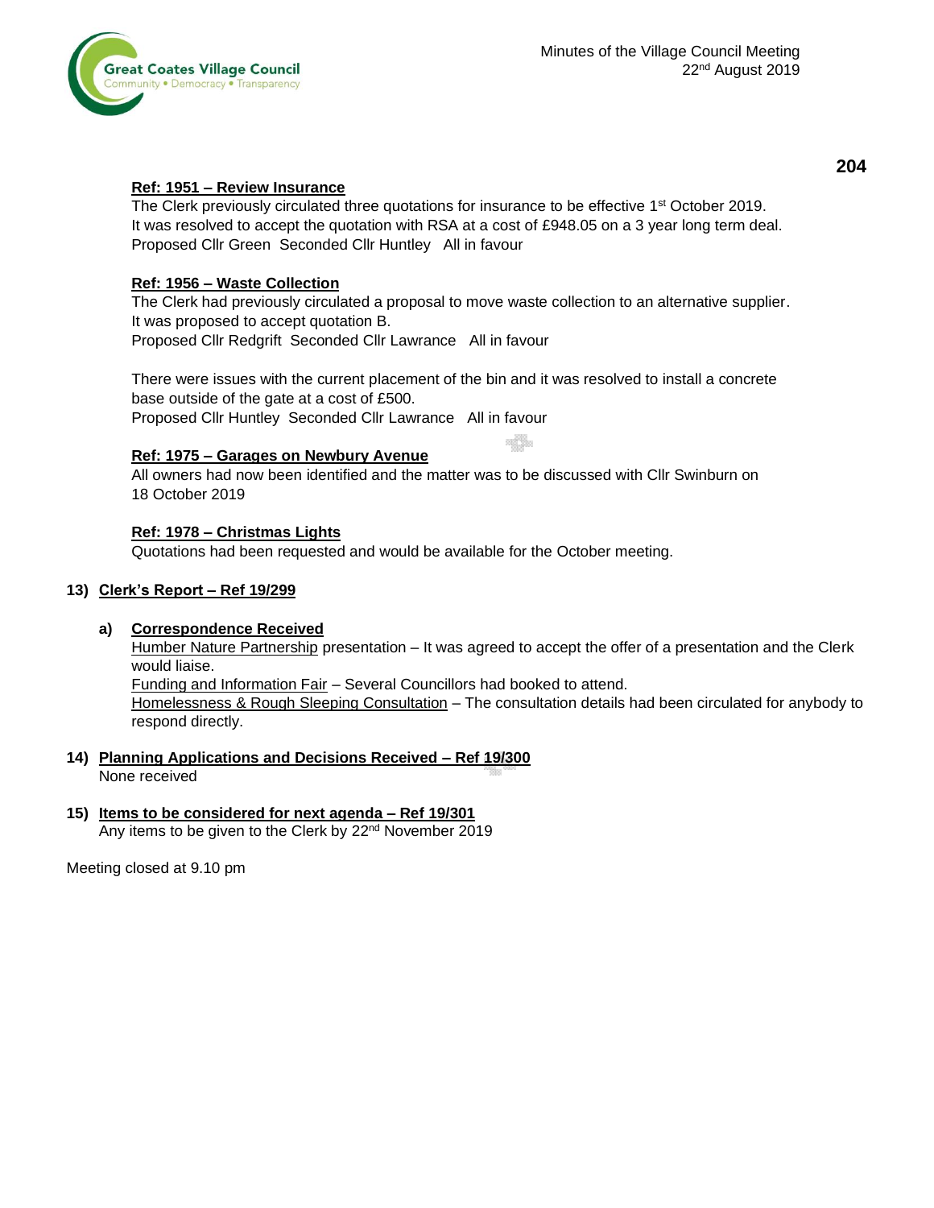**Ref: 1951 – Review Insurance**

The Clerk previously circulated three quotations for insurance to be effective 1st October 2019.
It was resolved to accept the quotation with RSA at a cost of £948.05 on a 3 year long term deal.
Proposed Cllr Green Seconded Cllr Huntley All in favour

**Ref: 1956 – Waste Collection**

The Clerk had previously circulated a proposal to move waste collection to an alternative supplier.
It was proposed to accept quotation B.
Proposed Cllr Redgrift Seconded Cllr Lawrance All in favour

There were issues with the current placement of the bin and it was resolved to install a concrete base outside of the gate at a cost of £500.
Proposed Cllr Huntley Seconded Cllr Lawrance All in favour

**Ref: 1975 – Garages on Newbury Avenue**

All owners had now been identified and the matter was to be discussed with Cllr Swinburn on 18 October 2019

**Ref: 1978 – Christmas Lights**

Quotations had been requested and would be available for the October meeting.

## 13) Clerk's Report – Ref 19/299

### a) Correspondence Received

Humber Nature Partnership presentation – It was agreed to accept the offer of a presentation and the Clerk would liaise.
Funding and Information Fair – Several Councillors had booked to attend.
Homelessness & Rough Sleeping Consultation – The consultation details had been circulated for anybody to respond directly.

## 14) Planning Applications and Decisions Received – Ref 19/300

None received

## 15) Items to be considered for next agenda – Ref 19/301

Any items to be given to the Clerk by 22nd November 2019

Meeting closed at 9.10 pm